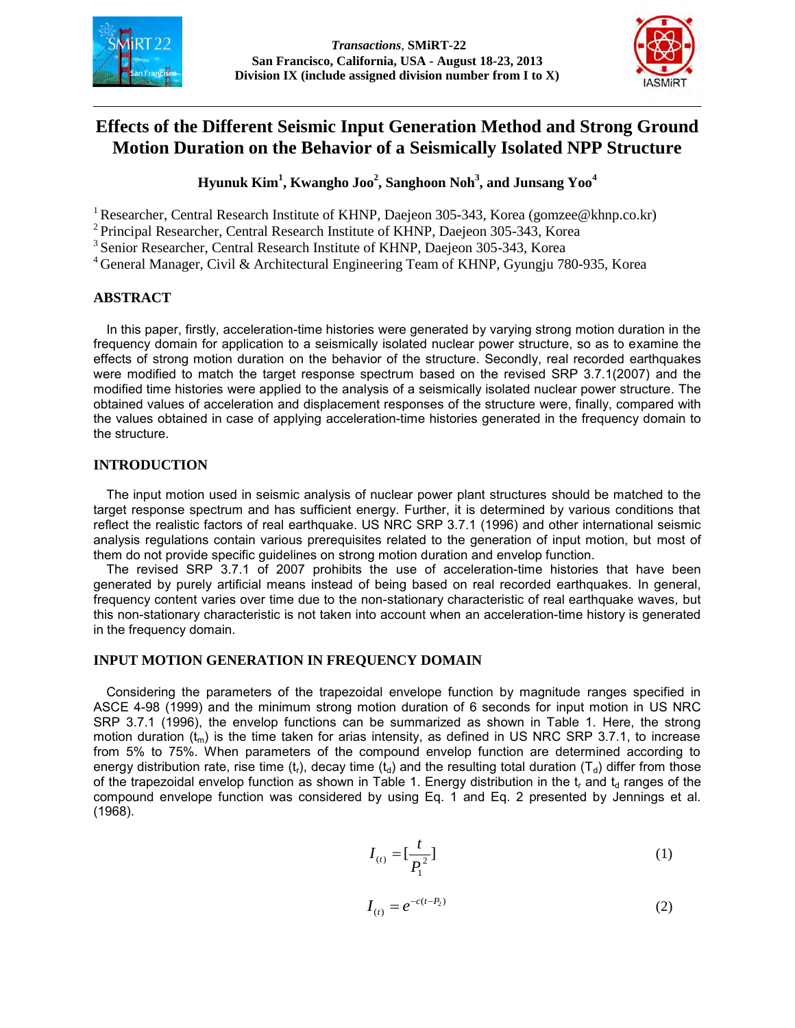# Effects of the Different Seismic Input Generation Method and Strong Ground Motion Duration on the Behavior of a Seismically Isolated NPP Structure

**Hyunuk Kim[1], Kwangho Joo[2], Sanghoon Noh[3], and Junsang Yoo[4]**

[1] Researcher, Central Research Institute of KHNP, Daejeon 305-343, Korea (gomzee@khnp.co.kr)
[2] Principal Researcher, Central Research Institute of KHNP, Daejeon 305-343, Korea
[3] Senior Researcher, Central Research Institute of KHNP, Daejeon 305-343, Korea
[4] General Manager, Civil & Architectural Engineering Team of KHNP, Gyungju 780-935, Korea

## ABSTRACT

In this paper, firstly, acceleration-time histories were generated by varying strong motion duration in the frequency domain for application to a seismically isolated nuclear power structure, so as to examine the effects of strong motion duration on the behavior of the structure. Secondly, real recorded earthquakes were modified to match the target response spectrum based on the revised SRP 3.7.1(2007) and the modified time histories were applied to the analysis of a seismically isolated nuclear power structure. The obtained values of acceleration and displacement responses of the structure were, finally, compared with the values obtained in case of applying acceleration-time histories generated in the frequency domain to the structure.

## INTRODUCTION

The input motion used in seismic analysis of nuclear power plant structures should be matched to the target response spectrum and has sufficient energy. Further, it is determined by various conditions that reflect the realistic factors of real earthquake. US NRC SRP 3.7.1 (1996) and other international seismic analysis regulations contain various prerequisites related to the generation of input motion, but most of them do not provide specific guidelines on strong motion duration and envelop function.

The revised SRP 3.7.1 of 2007 prohibits the use of acceleration-time histories that have been generated by purely artificial means instead of being based on real recorded earthquakes. In general, frequency content varies over time due to the non-stationary characteristic of real earthquake waves, but this non-stationary characteristic is not taken into account when an acceleration-time history is generated in the frequency domain.

## INPUT MOTION GENERATION IN FREQUENCY DOMAIN

Considering the parameters of the trapezoidal envelope function by magnitude ranges specified in ASCE 4-98 (1999) and the minimum strong motion duration of 6 seconds for input motion in US NRC SRP 3.7.1 (1996), the envelop functions can be summarized as shown in Table 1. Here, the strong motion duration ($t_m$) is the time taken for arias intensity, as defined in US NRC SRP 3.7.1, to increase from 5% to 75%. When parameters of the compound envelop function are determined according to energy distribution rate, rise time ($t_r$), decay time ($t_d$) and the resulting total duration ($T_d$) differ from those of the trapezoidal envelop function as shown in Table 1. Energy distribution in the $t_r$ and $t_d$ ranges of the compound envelope function was considered by using Eq. 1 and Eq. 2 presented by Jennings et al. (1968).

$$I_{(t)} = [\frac{t}{P_1^2}] \tag{1}$$

$$I_{(t)} = e^{-c(t-P_2)} \tag{2}$$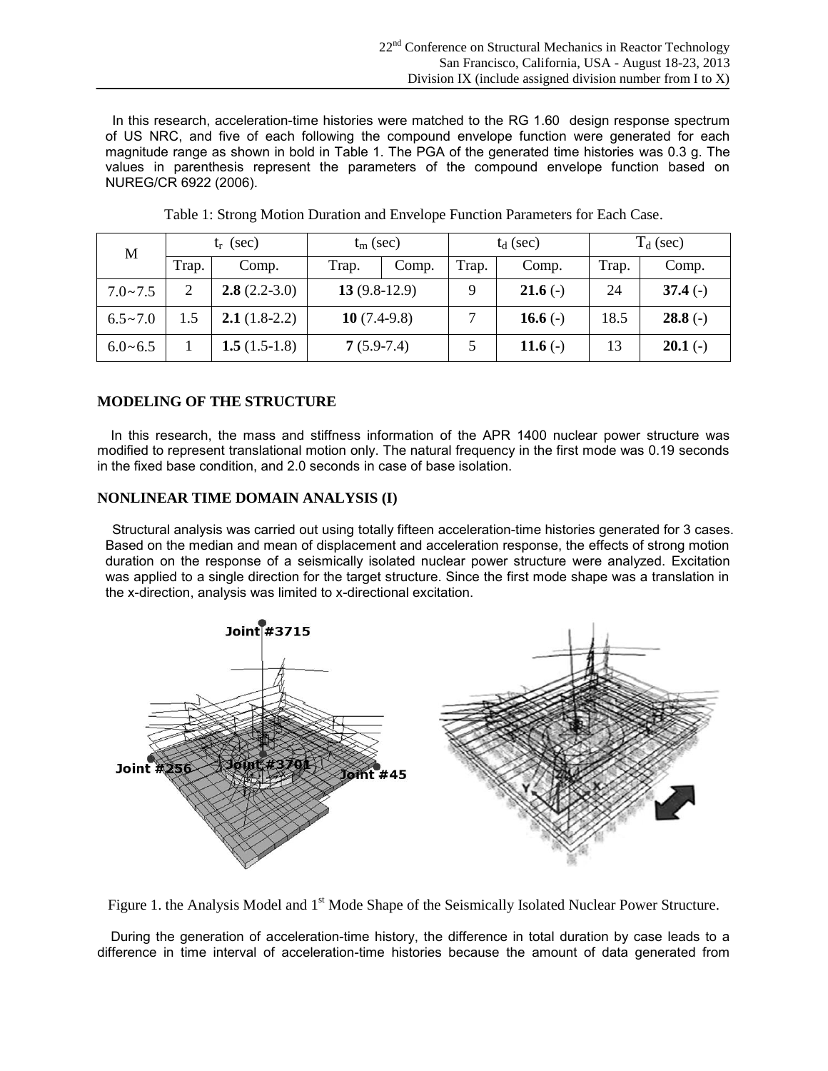In this research, acceleration-time histories were matched to the RG 1.60 design response spectrum of US NRC, and five of each following the compound envelope function were generated for each magnitude range as shown in bold in Table 1. The PGA of the generated time histories was 0.3 g. The values in parenthesis represent the parameters of the compound envelope function based on NUREG/CR 6922 (2006).

Table 1: Strong Motion Duration and Envelope Function Parameters for Each Case.

| M | $t_r$ (sec) | | $t_m$ (sec) | | $t_d$ (sec) | | $T_d$ (sec) | |
|---|---|---|---|---|---|---|---|---|
| | Trap. | Comp. | Trap. | Comp. | Trap. | Comp. | Trap. | Comp. |
| 7.0~7.5 | 2 | **2.8** (2.2-3.0) | **13** (9.8-12.9) | | 9 | **21.6** (-) | 24 | **37.4** (-) |
| 6.5~7.0 | 1.5 | **2.1** (1.8-2.2) | **10** (7.4-9.8) | | 7 | **16.6** (-) | 18.5 | **28.8** (-) |
| 6.0~6.5 | 1 | **1.5** (1.5-1.8) | **7** (5.9-7.4) | | 5 | **11.6** (-) | 13 | **20.1** (-) |

## MODELING OF THE STRUCTURE

In this research, the mass and stiffness information of the APR 1400 nuclear power structure was modified to represent translational motion only. The natural frequency in the first mode was 0.19 seconds in the fixed base condition, and 2.0 seconds in case of base isolation.

## NONLINEAR TIME DOMAIN ANALYSIS (I)

Structural analysis was carried out using totally fifteen acceleration-time histories generated for 3 cases. Based on the median and mean of displacement and acceleration response, the effects of strong motion duration on the response of a seismically isolated nuclear power structure were analyzed. Excitation was applied to a single direction for the target structure. Since the first mode shape was a translation in the x-direction, analysis was limited to x-directional excitation.

Figure 1. the Analysis Model and 1st Mode Shape of the Seismically Isolated Nuclear Power Structure.

During the generation of acceleration-time history, the difference in total duration by case leads to a difference in time interval of acceleration-time histories because the amount of data generated from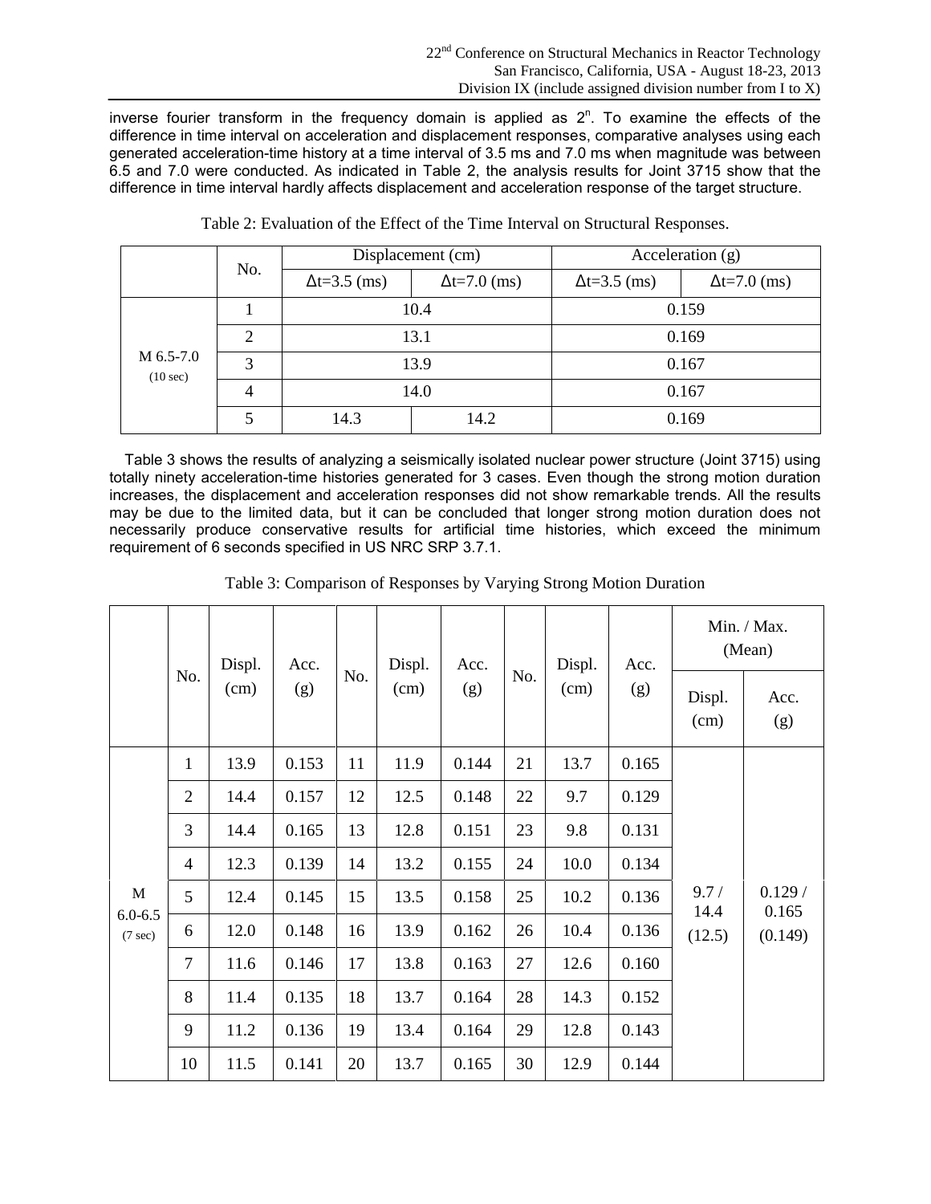inverse fourier transform in the frequency domain is applied as $2^n$. To examine the effects of the difference in time interval on acceleration and displacement responses, comparative analyses using each generated acceleration-time history at a time interval of 3.5 ms and 7.0 ms when magnitude was between 6.5 and 7.0 were conducted. As indicated in Table 2, the analysis results for Joint 3715 show that the difference in time interval hardly affects displacement and acceleration response of the target structure.

Table 2: Evaluation of the Effect of the Time Interval on Structural Responses.

| | No. | Displacement (cm) | | Acceleration (g) | |
|---|---|---|---|---|---|
| | | Δt=3.5 (ms) | Δt=7.0 (ms) | Δt=3.5 (ms) | Δt=7.0 (ms) |
| M 6.5-7.0 (10 sec) | 1 | 10.4 | | 0.159 | |
| | 2 | 13.1 | | 0.169 | |
| | 3 | 13.9 | | 0.167 | |
| | 4 | 14.0 | | 0.167 | |
| | 5 | 14.3 | 14.2 | 0.169 | |

Table 3 shows the results of analyzing a seismically isolated nuclear power structure (Joint 3715) using totally ninety acceleration-time histories generated for 3 cases. Even though the strong motion duration increases, the displacement and acceleration responses did not show remarkable trends. All the results may be due to the limited data, but it can be concluded that longer strong motion duration does not necessarily produce conservative results for artificial time histories, which exceed the minimum requirement of 6 seconds specified in US NRC SRP 3.7.1.

Table 3: Comparison of Responses by Varying Strong Motion Duration

| | No. | Displ. (cm) | Acc. (g) | No. | Displ. (cm) | Acc. (g) | No. | Displ. (cm) | Acc. (g) | Min. / Max. (Mean) | |
|---|---|---|---|---|---|---|---|---|---|---|---|
| | | | | | | | | | | Displ. (cm) | Acc. (g) |
| M 6.0-6.5 (7 sec) | 1 | 13.9 | 0.153 | 11 | 11.9 | 0.144 | 21 | 13.7 | 0.165 | 9.7 / 14.4 (12.5) | 0.129 / 0.165 (0.149) |
| | 2 | 14.4 | 0.157 | 12 | 12.5 | 0.148 | 22 | 9.7 | 0.129 | | |
| | 3 | 14.4 | 0.165 | 13 | 12.8 | 0.151 | 23 | 9.8 | 0.131 | | |
| | 4 | 12.3 | 0.139 | 14 | 13.2 | 0.155 | 24 | 10.0 | 0.134 | | |
| | 5 | 12.4 | 0.145 | 15 | 13.5 | 0.158 | 25 | 10.2 | 0.136 | | |
| | 6 | 12.0 | 0.148 | 16 | 13.9 | 0.162 | 26 | 10.4 | 0.136 | | |
| | 7 | 11.6 | 0.146 | 17 | 13.8 | 0.163 | 27 | 12.6 | 0.160 | | |
| | 8 | 11.4 | 0.135 | 18 | 13.7 | 0.164 | 28 | 14.3 | 0.152 | | |
| | 9 | 11.2 | 0.136 | 19 | 13.4 | 0.164 | 29 | 12.8 | 0.143 | | |
| | 10 | 11.5 | 0.141 | 20 | 13.7 | 0.165 | 30 | 12.9 | 0.144 | | |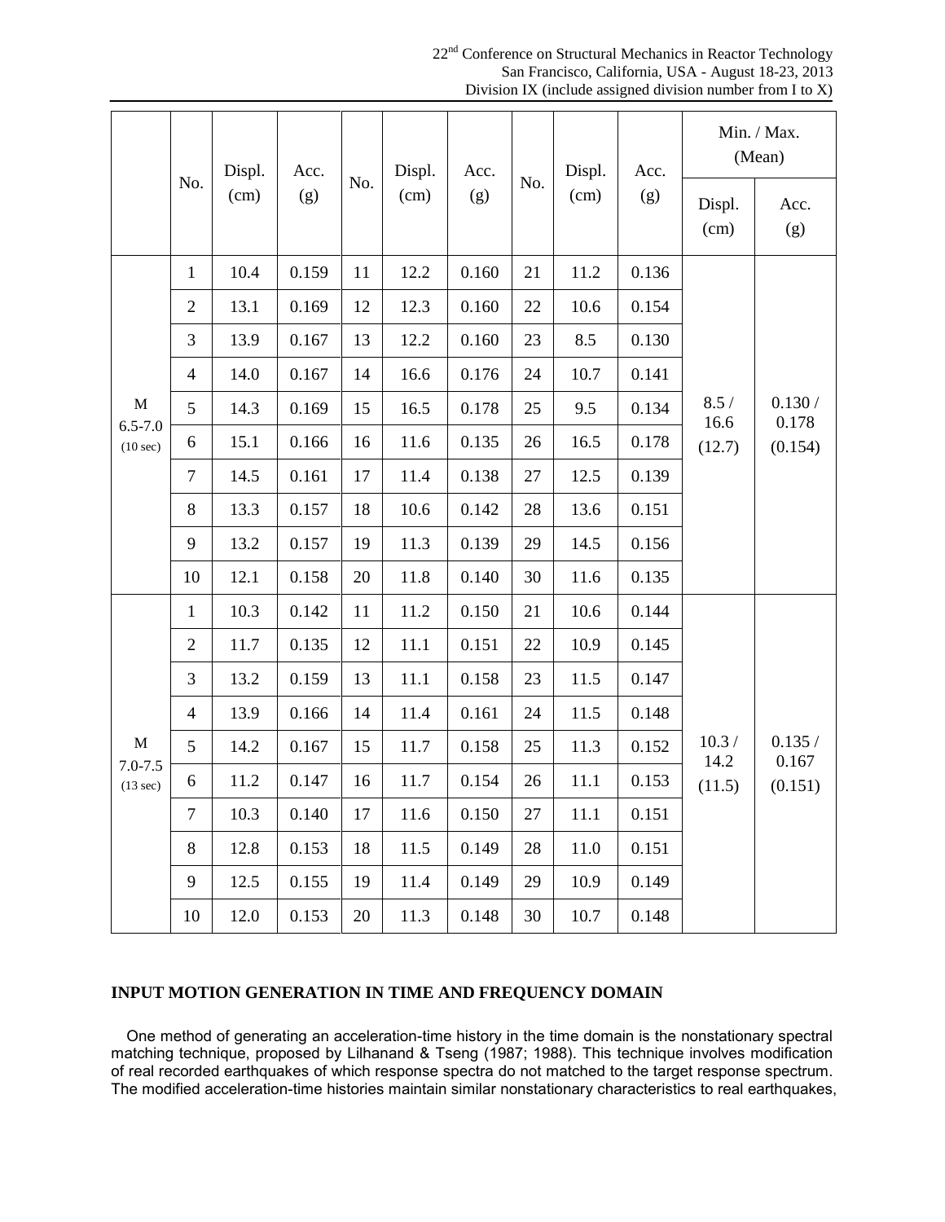| | No. | Displ. (cm) | Acc. (g) | No. | Displ. (cm) | Acc. (g) | No. | Displ. (cm) | Acc. (g) | Min. / Max. (Mean) | |
|---|---|---|---|---|---|---|---|---|---|---|---|
| | | | | | | | | | | Displ. (cm) | Acc. (g) |
| M 6.5-7.0 (10 sec) | 1 | 10.4 | 0.159 | 11 | 12.2 | 0.160 | 21 | 11.2 | 0.136 | 8.5 / 16.6 (12.7) | 0.130 / 0.178 (0.154) |
| | 2 | 13.1 | 0.169 | 12 | 12.3 | 0.160 | 22 | 10.6 | 0.154 | | |
| | 3 | 13.9 | 0.167 | 13 | 12.2 | 0.160 | 23 | 8.5 | 0.130 | | |
| | 4 | 14.0 | 0.167 | 14 | 16.6 | 0.176 | 24 | 10.7 | 0.141 | | |
| | 5 | 14.3 | 0.169 | 15 | 16.5 | 0.178 | 25 | 9.5 | 0.134 | | |
| | 6 | 15.1 | 0.166 | 16 | 11.6 | 0.135 | 26 | 16.5 | 0.178 | | |
| | 7 | 14.5 | 0.161 | 17 | 11.4 | 0.138 | 27 | 12.5 | 0.139 | | |
| | 8 | 13.3 | 0.157 | 18 | 10.6 | 0.142 | 28 | 13.6 | 0.151 | | |
| | 9 | 13.2 | 0.157 | 19 | 11.3 | 0.139 | 29 | 14.5 | 0.156 | | |
| | 10 | 12.1 | 0.158 | 20 | 11.8 | 0.140 | 30 | 11.6 | 0.135 | | |
| M 7.0-7.5 (13 sec) | 1 | 10.3 | 0.142 | 11 | 11.2 | 0.150 | 21 | 10.6 | 0.144 | 10.3 / 14.2 (11.5) | 0.135 / 0.167 (0.151) |
| | 2 | 11.7 | 0.135 | 12 | 11.1 | 0.151 | 22 | 10.9 | 0.145 | | |
| | 3 | 13.2 | 0.159 | 13 | 11.1 | 0.158 | 23 | 11.5 | 0.147 | | |
| | 4 | 13.9 | 0.166 | 14 | 11.4 | 0.161 | 24 | 11.5 | 0.148 | | |
| | 5 | 14.2 | 0.167 | 15 | 11.7 | 0.158 | 25 | 11.3 | 0.152 | | |
| | 6 | 11.2 | 0.147 | 16 | 11.7 | 0.154 | 26 | 11.1 | 0.153 | | |
| | 7 | 10.3 | 0.140 | 17 | 11.6 | 0.150 | 27 | 11.1 | 0.151 | | |
| | 8 | 12.8 | 0.153 | 18 | 11.5 | 0.149 | 28 | 11.0 | 0.151 | | |
| | 9 | 12.5 | 0.155 | 19 | 11.4 | 0.149 | 29 | 10.9 | 0.149 | | |
| | 10 | 12.0 | 0.153 | 20 | 11.3 | 0.148 | 30 | 10.7 | 0.148 | | |

## INPUT MOTION GENERATION IN TIME AND FREQUENCY DOMAIN

One method of generating an acceleration-time history in the time domain is the nonstationary spectral matching technique, proposed by Lilhanand & Tseng (1987; 1988). This technique involves modification of real recorded earthquakes of which response spectra do not matched to the target response spectrum. The modified acceleration-time histories maintain similar nonstationary characteristics to real earthquakes,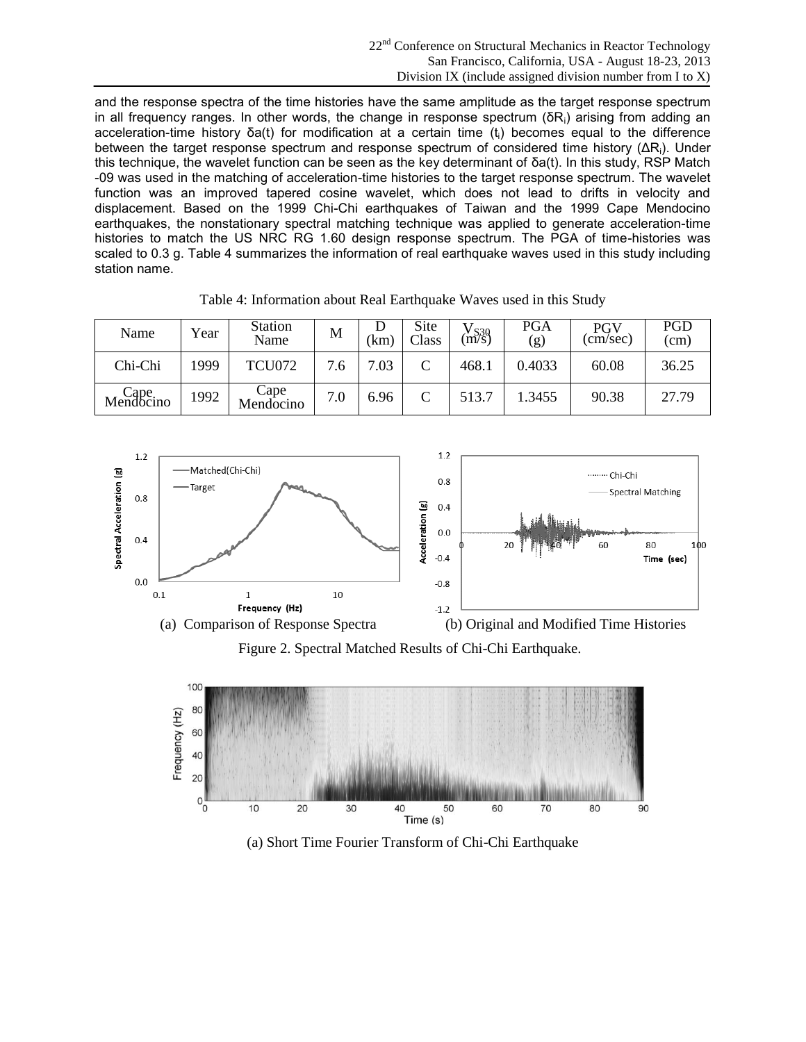and the response spectra of the time histories have the same amplitude as the target response spectrum in all frequency ranges. In other words, the change in response spectrum ($\delta R_i$) arising from adding an acceleration-time history $\delta a(t)$ for modification at a certain time ($t_i$) becomes equal to the difference between the target response spectrum and response spectrum of considered time history ($\Delta R_i$). Under this technique, the wavelet function can be seen as the key determinant of $\delta a(t)$. In this study, RSP Match -09 was used in the matching of acceleration-time histories to the target response spectrum. The wavelet function was an improved tapered cosine wavelet, which does not lead to drifts in velocity and displacement. Based on the 1999 Chi-Chi earthquakes of Taiwan and the 1999 Cape Mendocino earthquakes, the nonstationary spectral matching technique was applied to generate acceleration-time histories to match the US NRC RG 1.60 design response spectrum. The PGA of time-histories was scaled to 0.3 g. Table 4 summarizes the information of real earthquake waves used in this study including station name.

Table 4: Information about Real Earthquake Waves used in this Study

| Name | Year | Station Name | M | D (km) | Site Class | $V_{S30}$ (m/s) | PGA (g) | PGV (cm/sec) | PGD (cm) |
|---|---|---|---|---|---|---|---|---|---|
| Chi-Chi | 1999 | TCU072 | 7.6 | 7.03 | C | 468.1 | 0.4033 | 60.08 | 36.25 |
| Cape Mendocino | 1992 | Cape Mendocino | 7.0 | 6.96 | C | 513.7 | 1.3455 | 90.38 | 27.79 |

(a) Comparison of Response Spectra

(b) Original and Modified Time Histories

Figure 2. Spectral Matched Results of Chi-Chi Earthquake.

(a) Short Time Fourier Transform of Chi-Chi Earthquake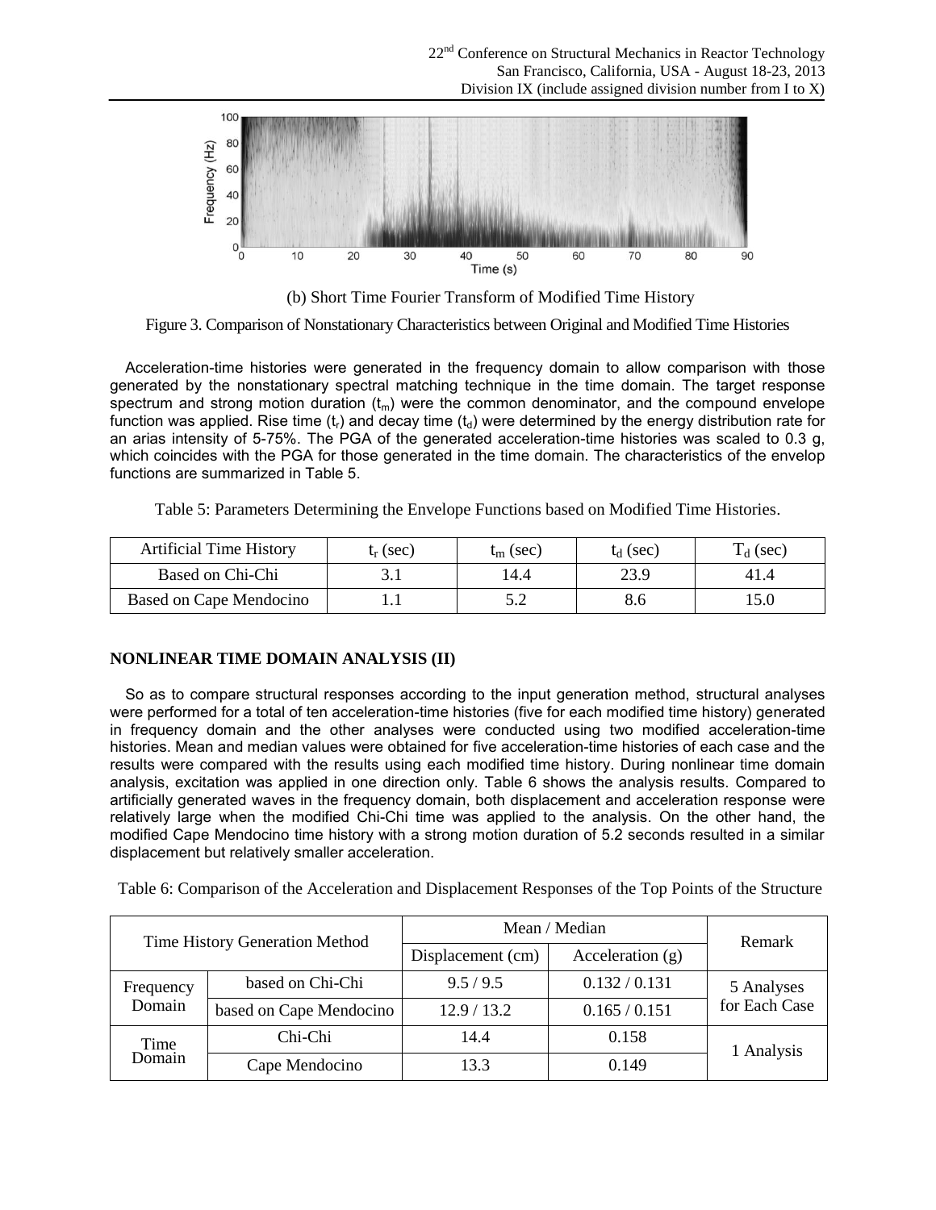(b) Short Time Fourier Transform of Modified Time History

Figure 3. Comparison of Nonstationary Characteristics between Original and Modified Time Histories

Acceleration-time histories were generated in the frequency domain to allow comparison with those generated by the nonstationary spectral matching technique in the time domain. The target response spectrum and strong motion duration ($t_m$) were the common denominator, and the compound envelope function was applied. Rise time ($t_r$) and decay time ($t_d$) were determined by the energy distribution rate for an arias intensity of 5-75%. The PGA of the generated acceleration-time histories was scaled to 0.3 g, which coincides with the PGA for those generated in the time domain. The characteristics of the envelop functions are summarized in Table 5.

Table 5: Parameters Determining the Envelope Functions based on Modified Time Histories.

| Artificial Time History | $t_r$ (sec) | $t_m$ (sec) | $t_d$ (sec) | $T_d$ (sec) |
|---|---|---|---|---|
| Based on Chi-Chi | 3.1 | 14.4 | 23.9 | 41.4 |
| Based on Cape Mendocino | 1.1 | 5.2 | 8.6 | 15.0 |

## NONLINEAR TIME DOMAIN ANALYSIS (II)

So as to compare structural responses according to the input generation method, structural analyses were performed for a total of ten acceleration-time histories (five for each modified time history) generated in frequency domain and the other analyses were conducted using two modified acceleration-time histories. Mean and median values were obtained for five acceleration-time histories of each case and the results were compared with the results using each modified time history. During nonlinear time domain analysis, excitation was applied in one direction only. Table 6 shows the analysis results. Compared to artificially generated waves in the frequency domain, both displacement and acceleration response were relatively large when the modified Chi-Chi time was applied to the analysis. On the other hand, the modified Cape Mendocino time history with a strong motion duration of 5.2 seconds resulted in a similar displacement but relatively smaller acceleration.

Table 6: Comparison of the Acceleration and Displacement Responses of the Top Points of the Structure

| Time History Generation Method | | Mean / Median | | Remark |
|---|---|---|---|---|
| | | Displacement (cm) | Acceleration (g) | |
| Frequency Domain | based on Chi-Chi | 9.5 / 9.5 | 0.132 / 0.131 | 5 Analyses for Each Case |
| | based on Cape Mendocino | 12.9 / 13.2 | 0.165 / 0.151 | |
| Time Domain | Chi-Chi | 14.4 | 0.158 | 1 Analysis |
| | Cape Mendocino | 13.3 | 0.149 | |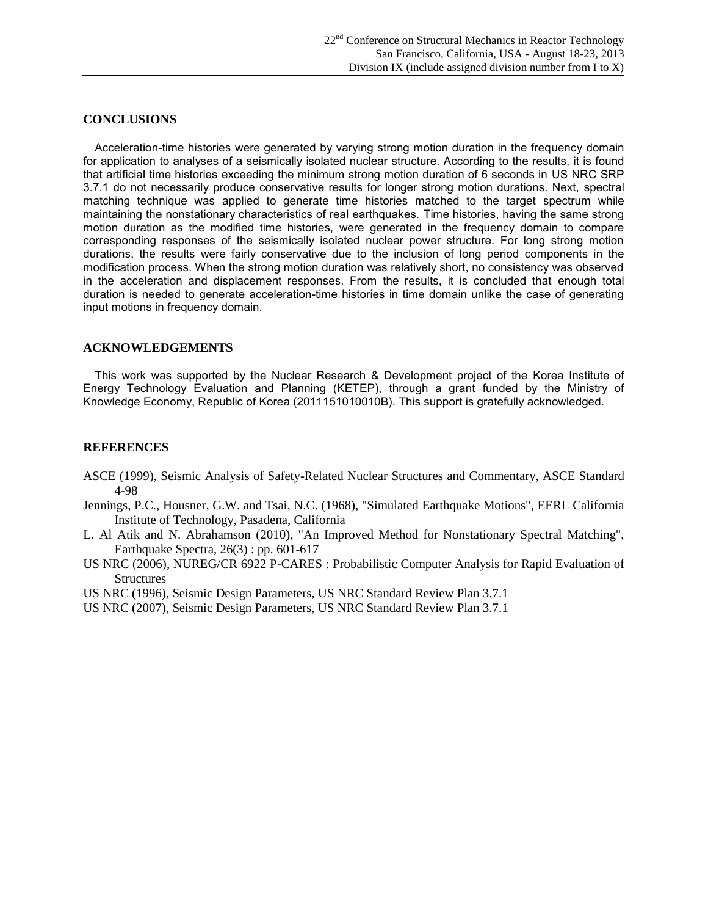## CONCLUSIONS

Acceleration-time histories were generated by varying strong motion duration in the frequency domain for application to analyses of a seismically isolated nuclear structure. According to the results, it is found that artificial time histories exceeding the minimum strong motion duration of 6 seconds in US NRC SRP 3.7.1 do not necessarily produce conservative results for longer strong motion durations. Next, spectral matching technique was applied to generate time histories matched to the target spectrum while maintaining the nonstationary characteristics of real earthquakes. Time histories, having the same strong motion duration as the modified time histories, were generated in the frequency domain to compare corresponding responses of the seismically isolated nuclear power structure. For long strong motion durations, the results were fairly conservative due to the inclusion of long period components in the modification process. When the strong motion duration was relatively short, no consistency was observed in the acceleration and displacement responses. From the results, it is concluded that enough total duration is needed to generate acceleration-time histories in time domain unlike the case of generating input motions in frequency domain.

## ACKNOWLEDGEMENTS

This work was supported by the Nuclear Research & Development project of the Korea Institute of Energy Technology Evaluation and Planning (KETEP), through a grant funded by the Ministry of Knowledge Economy, Republic of Korea (2011151010010B). This support is gratefully acknowledged.

## REFERENCES

ASCE (1999), Seismic Analysis of Safety-Related Nuclear Structures and Commentary, ASCE Standard 4-98

Jennings, P.C., Housner, G.W. and Tsai, N.C. (1968), "Simulated Earthquake Motions", EERL California Institute of Technology, Pasadena, California

L. Al Atik and N. Abrahamson (2010), "An Improved Method for Nonstationary Spectral Matching", Earthquake Spectra, 26(3) : pp. 601-617

US NRC (2006), NUREG/CR 6922 P-CARES : Probabilistic Computer Analysis for Rapid Evaluation of Structures

US NRC (1996), Seismic Design Parameters, US NRC Standard Review Plan 3.7.1

US NRC (2007), Seismic Design Parameters, US NRC Standard Review Plan 3.7.1